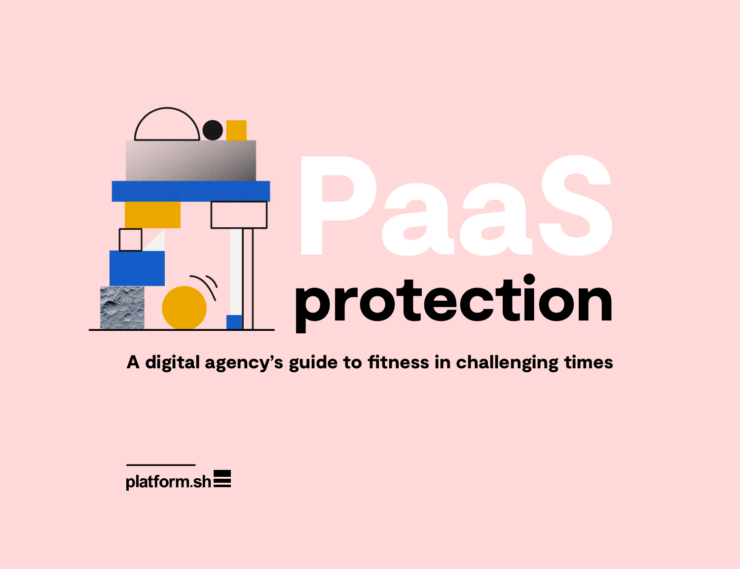# PaaS protection

A digital agency's guide to fitness in challenging times

platform.sh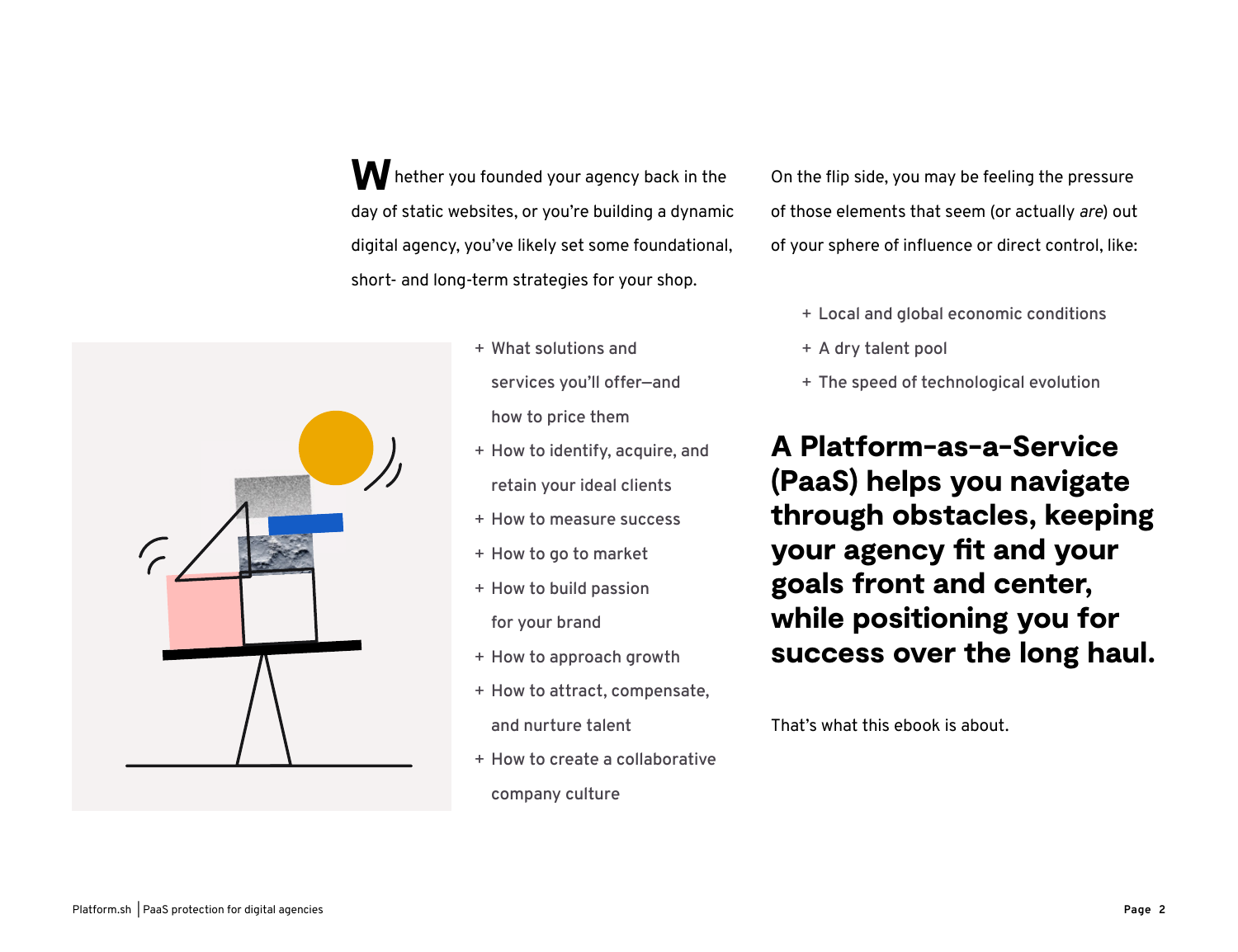Whether you founded your agency back in the day of static websites, or you're building a dynamic digital agency, you've likely set some foundational, short- and long-term strategies for your shop.

- What solutions and services you'll offer—and how to price them
- How to identify, acquire, and retain your ideal clients
- How to measure success
- How to go to market
- How to build passion for your brand
- How to approach growth
- How to attract, compensate, and nurture talent
- How to create a collaborative company culture

On the flip side, you may be feeling the pressure of those elements that seem (or actually *are*) out of your sphere of influence or direct control, like:

- Local and global economic conditions
- A dry talent pool
- The speed of technological evolution

**A Platform-as-a-Service (PaaS) helps you navigate through obstacles, keeping your agency fit and your goals front and center, while positioning you for success over the long haul.**

That's what this ebook is about.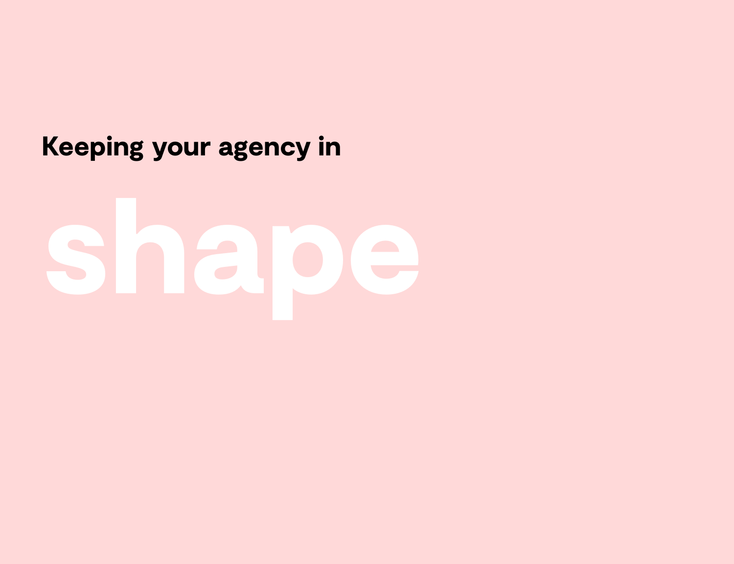Keeping your agency in

# shape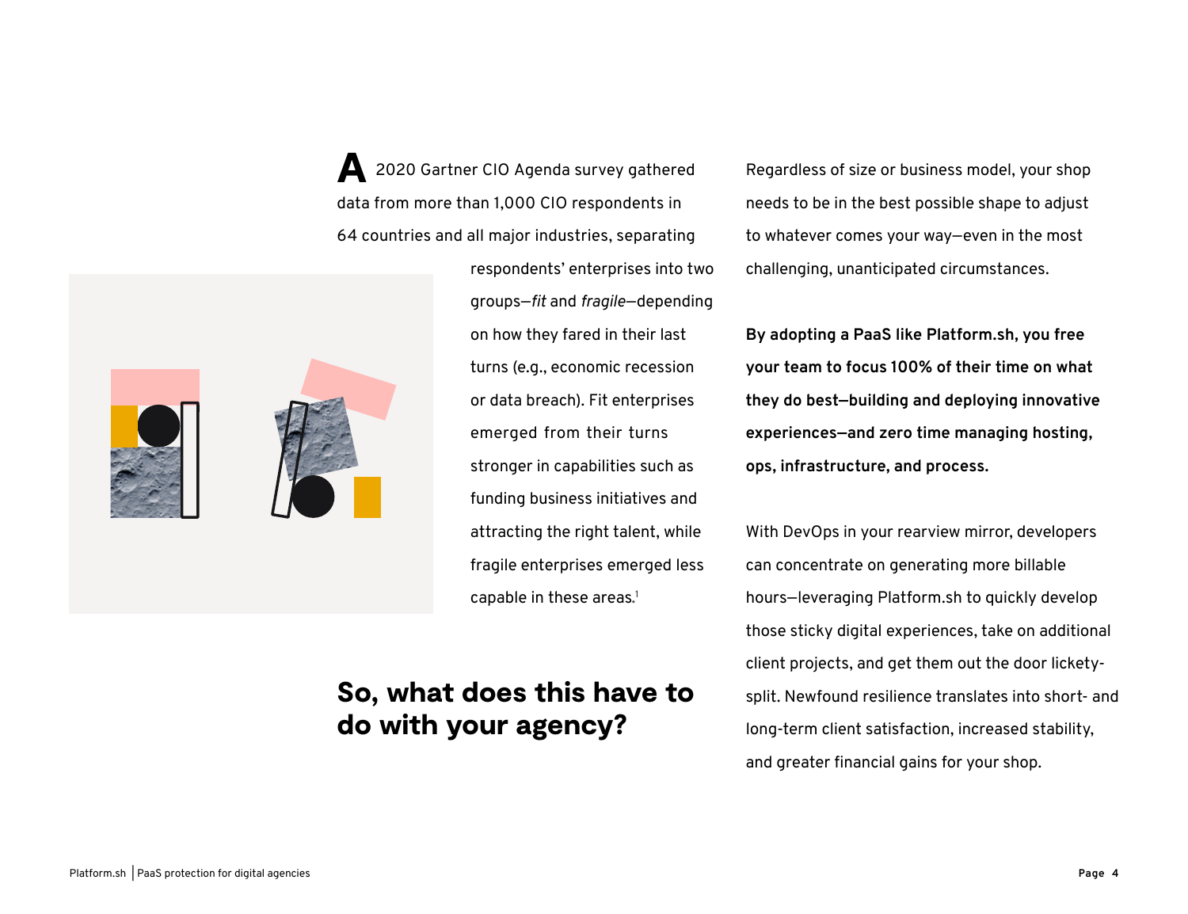A 2020 Gartner CIO Agenda survey gathered data from more than 1,000 CIO respondents in 64 countries and all major industries, separating respondents' enterprises into two groups—*fit* and *fragile*—depending on how they fared in their last turns (e.g., economic recession or data breach). Fit enterprises emerged from their turns stronger in capabilities such as funding business initiatives and attracting the right talent, while fragile enterprises emerged less capable in these areas.[1]

## So, what does this have to do with your agency?

Regardless of size or business model, your shop needs to be in the best possible shape to adjust to whatever comes your way—even in the most challenging, unanticipated circumstances.

**By adopting a PaaS like Platform.sh, you free your team to focus 100% of their time on what they do best—building and deploying innovative experiences—and zero time managing hosting, ops, infrastructure, and process.**

With DevOps in your rearview mirror, developers can concentrate on generating more billable hours—leveraging Platform.sh to quickly develop those sticky digital experiences, take on additional client projects, and get them out the door lickety-split. Newfound resilience translates into short- and long-term client satisfaction, increased stability, and greater financial gains for your shop.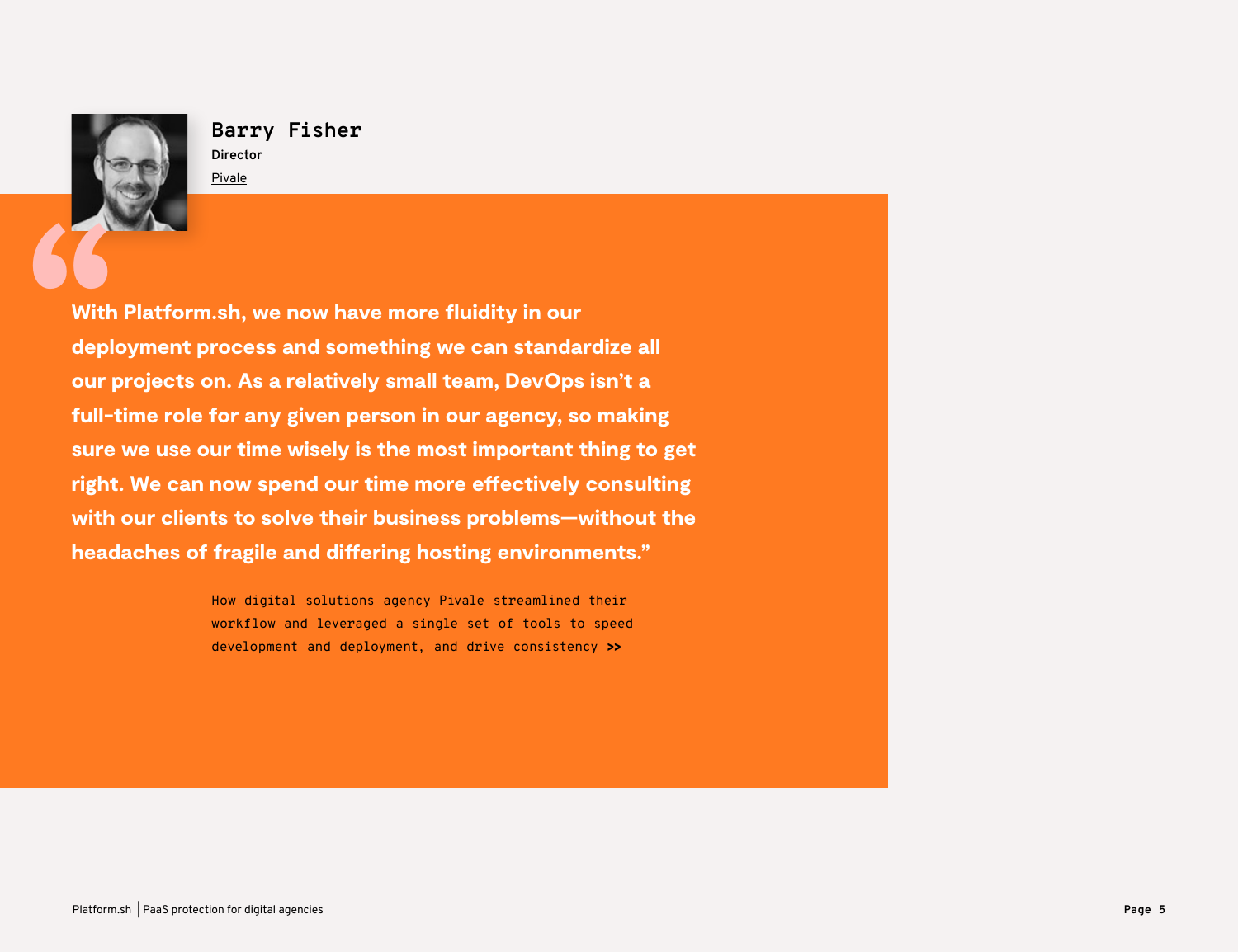**Barry Fisher**

**Director**

Pivale

**"With Platform.sh, we now have more fluidity in our deployment process and something we can standardize all our projects on. As a relatively small team, DevOps isn't a full-time role for any given person in our agency, so making sure we use our time wisely is the most important thing to get right. We can now spend our time more effectively consulting with our clients to solve their business problems—without the headaches of fragile and differing hosting environments."**

How digital solutions agency Pivale streamlined their workflow and leveraged a single set of tools to speed development and deployment, and drive consistency **>>**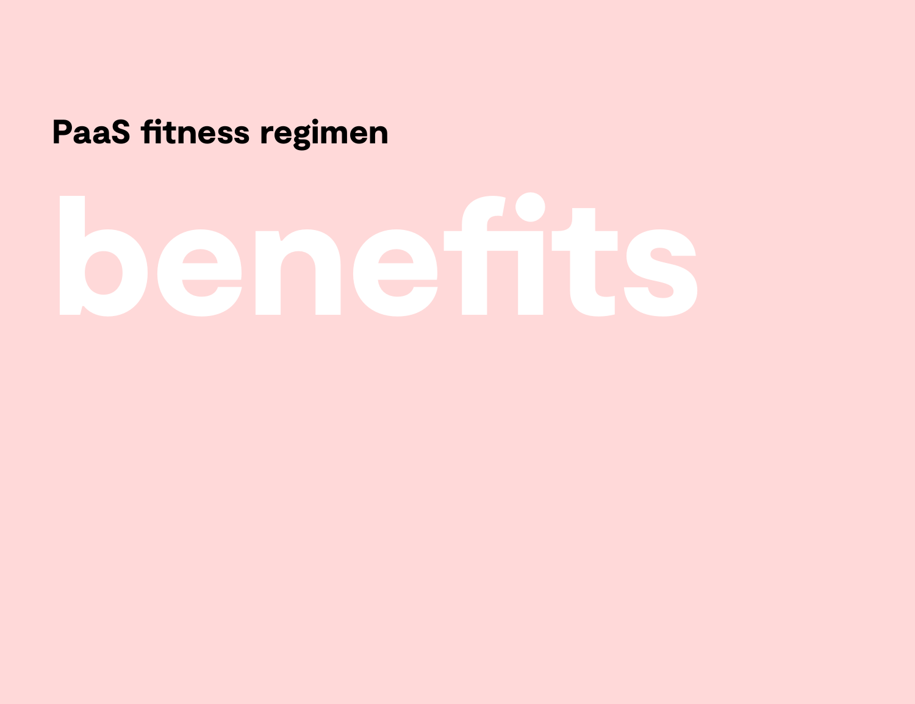**PaaS fitness regimen**

# benefits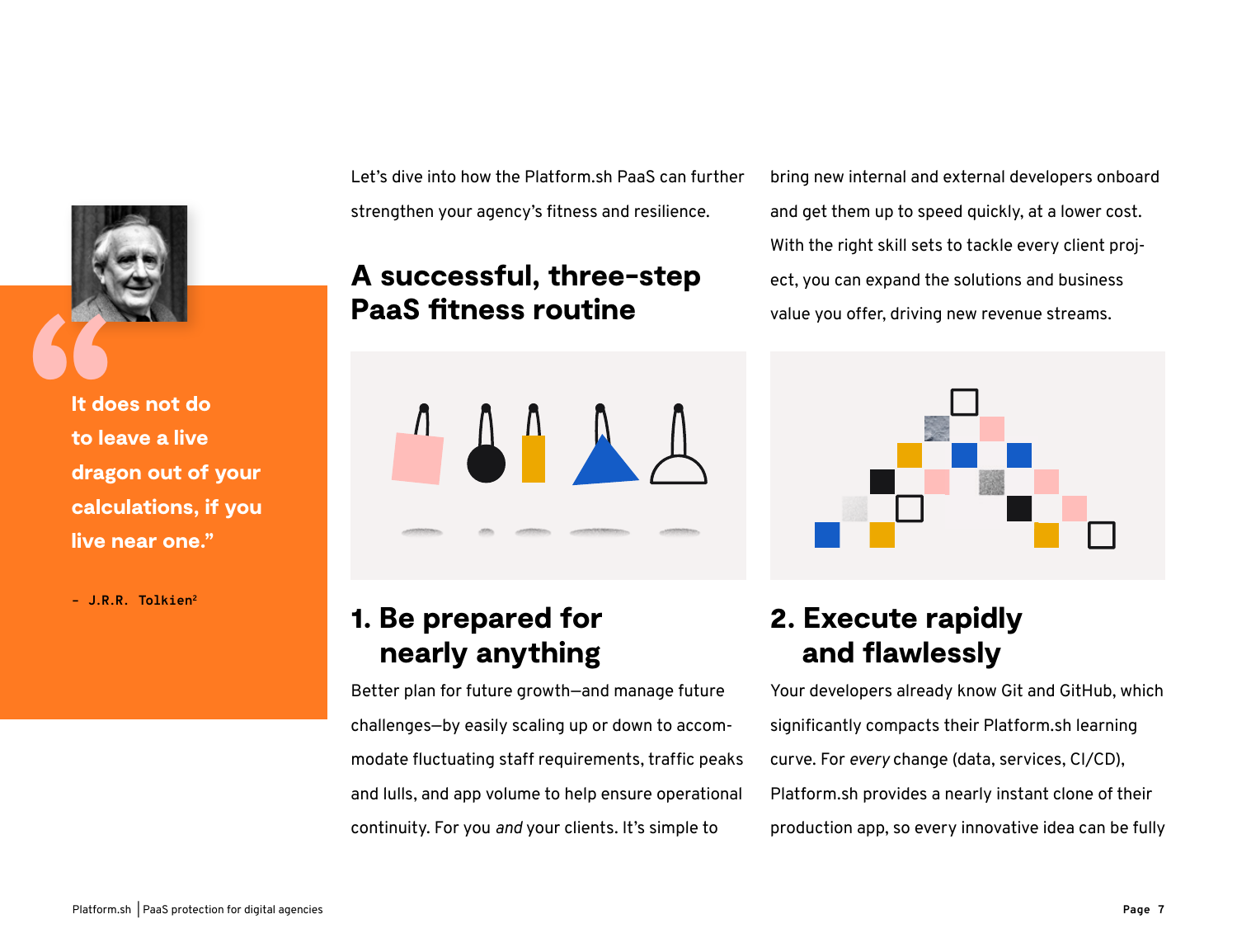> **It does not do to leave a live dragon out of your calculations, if you live near one.”**
>
> – J.R.R. Tolkien[2]

Let’s dive into how the Platform.sh PaaS can further strengthen your agency’s fitness and resilience.

## A successful, three-step PaaS fitness routine

### 1. Be prepared for nearly anything

Better plan for future growth—and manage future challenges—by easily scaling up or down to accommodate fluctuating staff requirements, traffic peaks and lulls, and app volume to help ensure operational continuity. For you *and* your clients. It’s simple to bring new internal and external developers onboard and get them up to speed quickly, at a lower cost. With the right skill sets to tackle every client project, you can expand the solutions and business value you offer, driving new revenue streams.

### 2. Execute rapidly and flawlessly

Your developers already know Git and GitHub, which significantly compacts their Platform.sh learning curve. For *every* change (data, services, CI/CD), Platform.sh provides a nearly instant clone of their production app, so every innovative idea can be fully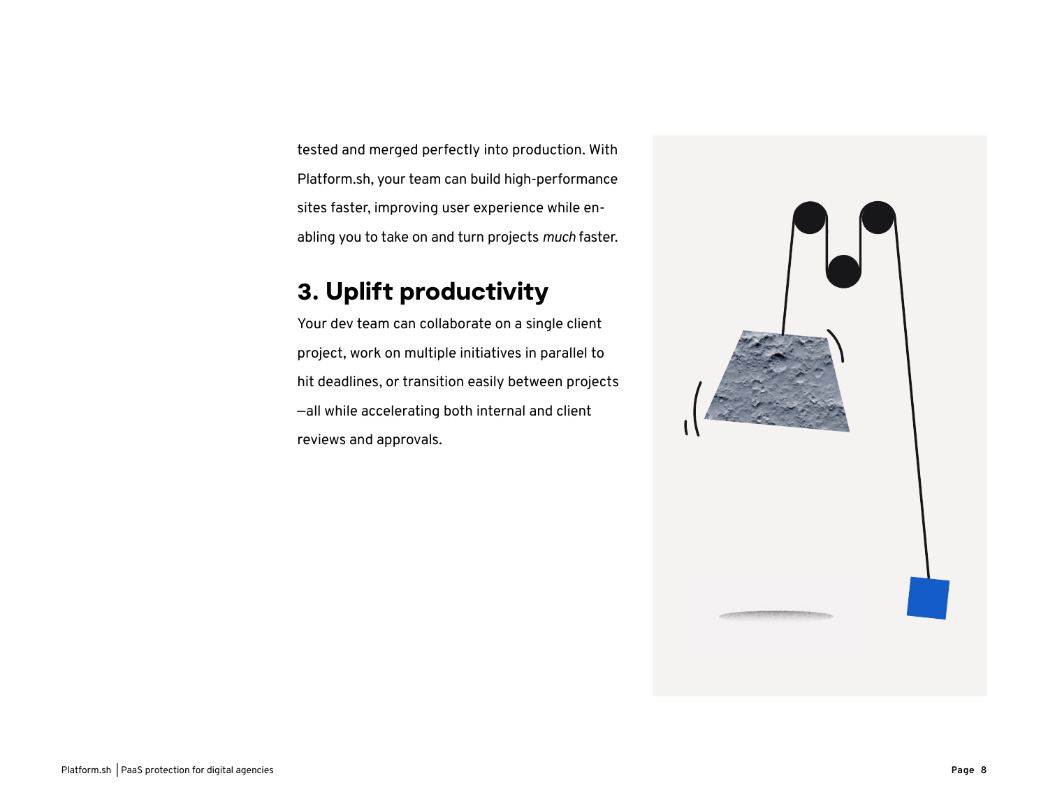tested and merged perfectly into production. With Platform.sh, your team can build high-performance sites faster, improving user experience while enabling you to take on and turn projects *much* faster.

## 3. Uplift productivity

Your dev team can collaborate on a single client project, work on multiple initiatives in parallel to hit deadlines, or transition easily between projects—all while accelerating both internal and client reviews and approvals.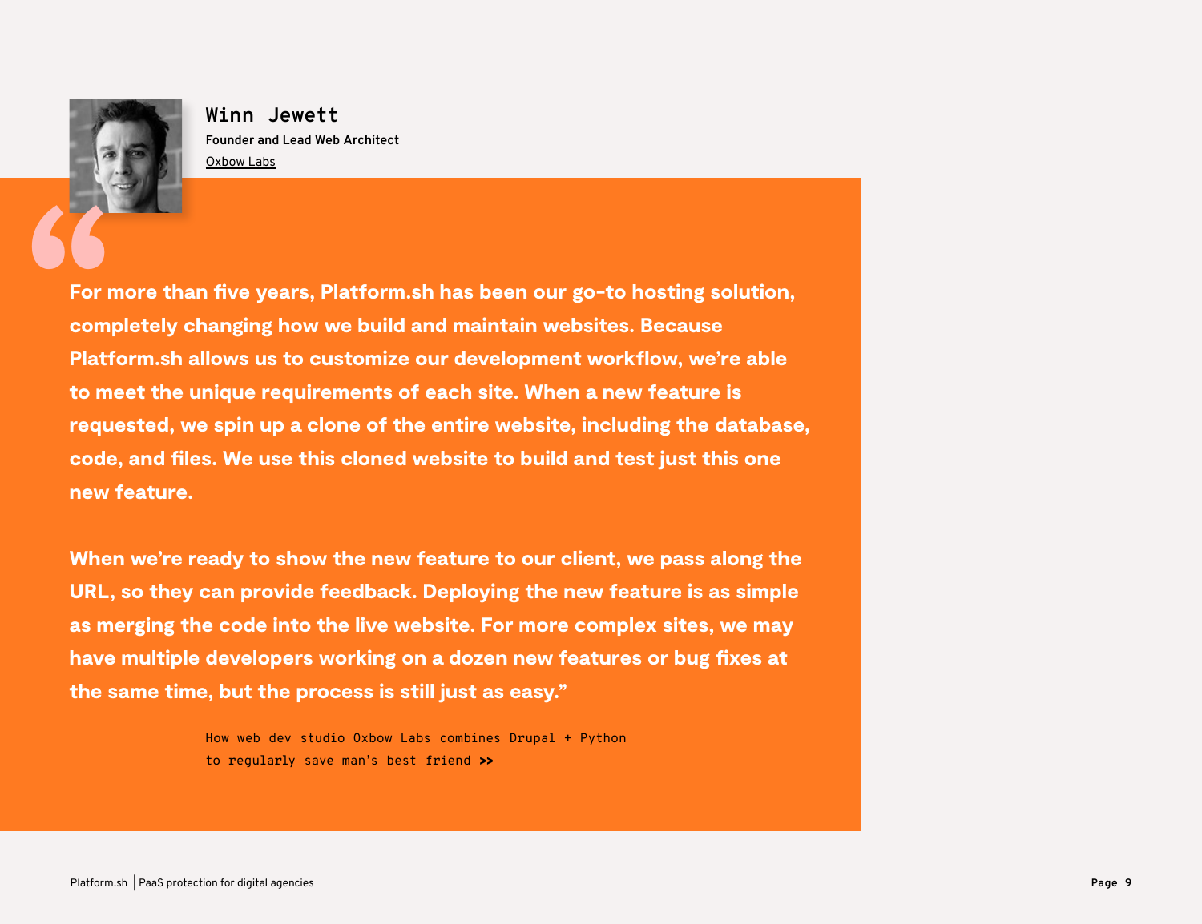**Winn Jewett**

**Founder and Lead Web Architect**

Oxbow Labs

**"For more than five years, Platform.sh has been our go-to hosting solution, completely changing how we build and maintain websites. Because Platform.sh allows us to customize our development workflow, we're able to meet the unique requirements of each site. When a new feature is requested, we spin up a clone of the entire website, including the database, code, and files. We use this cloned website to build and test just this one new feature.**

**When we're ready to show the new feature to our client, we pass along the URL, so they can provide feedback. Deploying the new feature is as simple as merging the code into the live website. For more complex sites, we may have multiple developers working on a dozen new features or bug fixes at the same time, but the process is still just as easy."**

How web dev studio Oxbow Labs combines Drupal + Python to regularly save man's best friend **>>**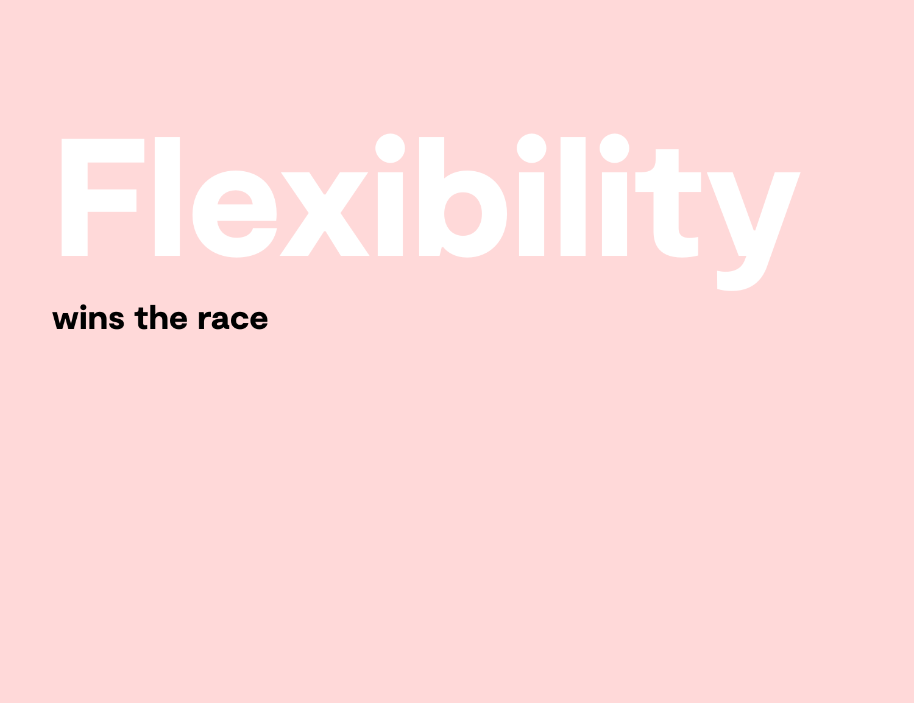# Flexibility

**wins the race**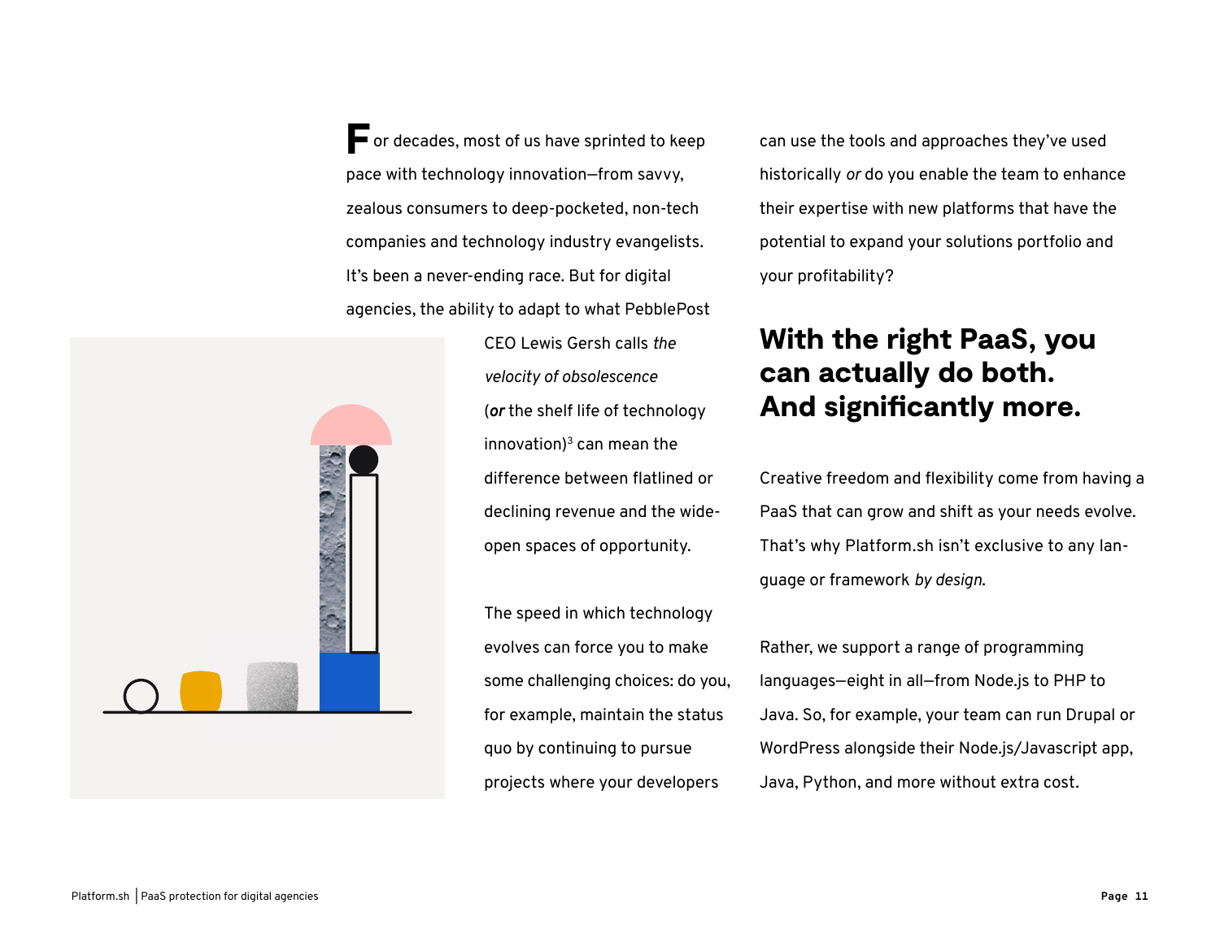For decades, most of us have sprinted to keep pace with technology innovation—from savvy, zealous consumers to deep-pocketed, non-tech companies and technology industry evangelists. It's been a never-ending race. But for digital agencies, the ability to adapt to what PebblePost CEO Lewis Gersh calls *the velocity of obsolescence* (***or*** the shelf life of technology innovation)[3] can mean the difference between flatlined or declining revenue and the wide-open spaces of opportunity.

The speed in which technology evolves can force you to make some challenging choices: do you, for example, maintain the status quo by continuing to pursue projects where your developers can use the tools and approaches they've used historically *or* do you enable the team to enhance their expertise with new platforms that have the potential to expand your solutions portfolio and your profitability?

## With the right PaaS, you can actually do both. And significantly more.

Creative freedom and flexibility come from having a PaaS that can grow and shift as your needs evolve. That's why Platform.sh isn't exclusive to any language or framework *by design.*

Rather, we support a range of programming languages—eight in all—from Node.js to PHP to Java. So, for example, your team can run Drupal or WordPress alongside their Node.js/Javascript app, Java, Python, and more without extra cost.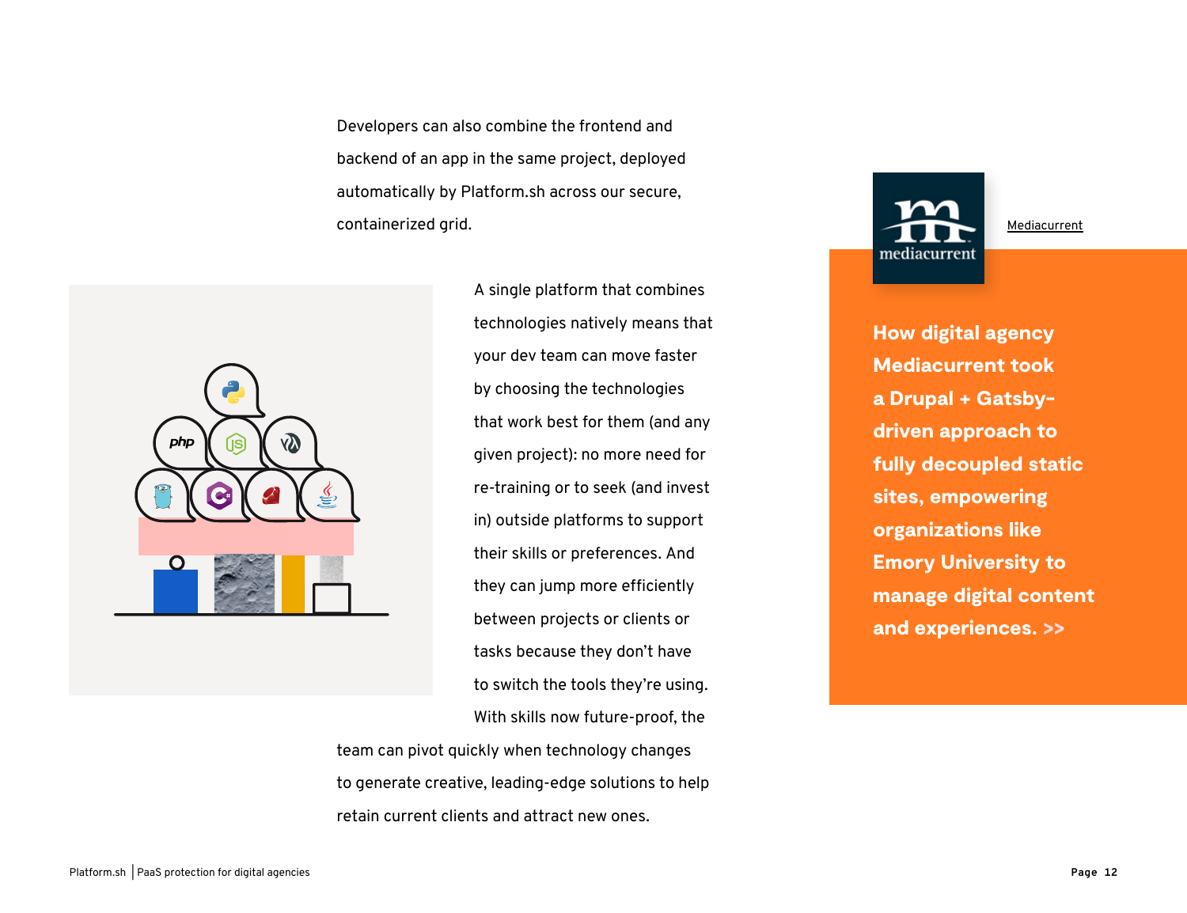Developers can also combine the frontend and backend of an app in the same project, deployed automatically by Platform.sh across our secure, containerized grid.

A single platform that combines technologies natively means that your dev team can move faster by choosing the technologies that work best for them (and any given project): no more need for re-training or to seek (and invest in) outside platforms to support their skills or preferences. And they can jump more efficiently between projects or clients or tasks because they don't have to switch the tools they're using. With skills now future-proof, the team can pivot quickly when technology changes to generate creative, leading-edge solutions to help retain current clients and attract new ones.

Mediacurrent

**How digital agency Mediacurrent took a Drupal + Gatsby-driven approach to fully decoupled static sites, empowering organizations like Emory University to manage digital content and experiences. >>**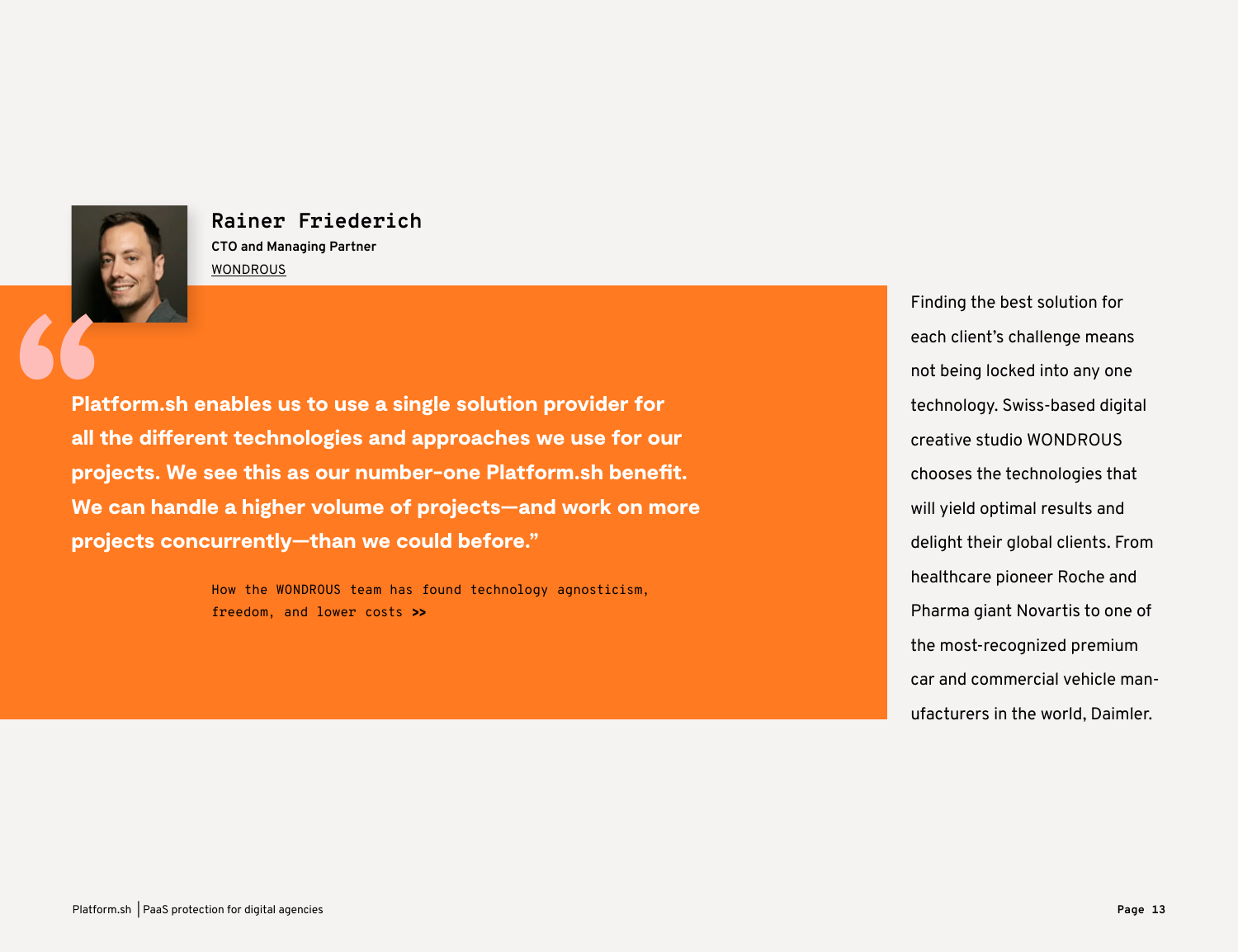**Rainer Friederich**
**CTO and Managing Partner**
WONDROUS

**Platform.sh enables us to use a single solution provider for all the different technologies and approaches we use for our projects. We see this as our number-one Platform.sh benefit. We can handle a higher volume of projects—and work on more projects concurrently—than we could before."**

How the WONDROUS team has found technology agnosticism, freedom, and lower costs **>>**

Finding the best solution for each client's challenge means not being locked into any one technology. Swiss-based digital creative studio WONDROUS chooses the technologies that will yield optimal results and delight their global clients. From healthcare pioneer Roche and Pharma giant Novartis to one of the most-recognized premium car and commercial vehicle manufacturers in the world, Daimler.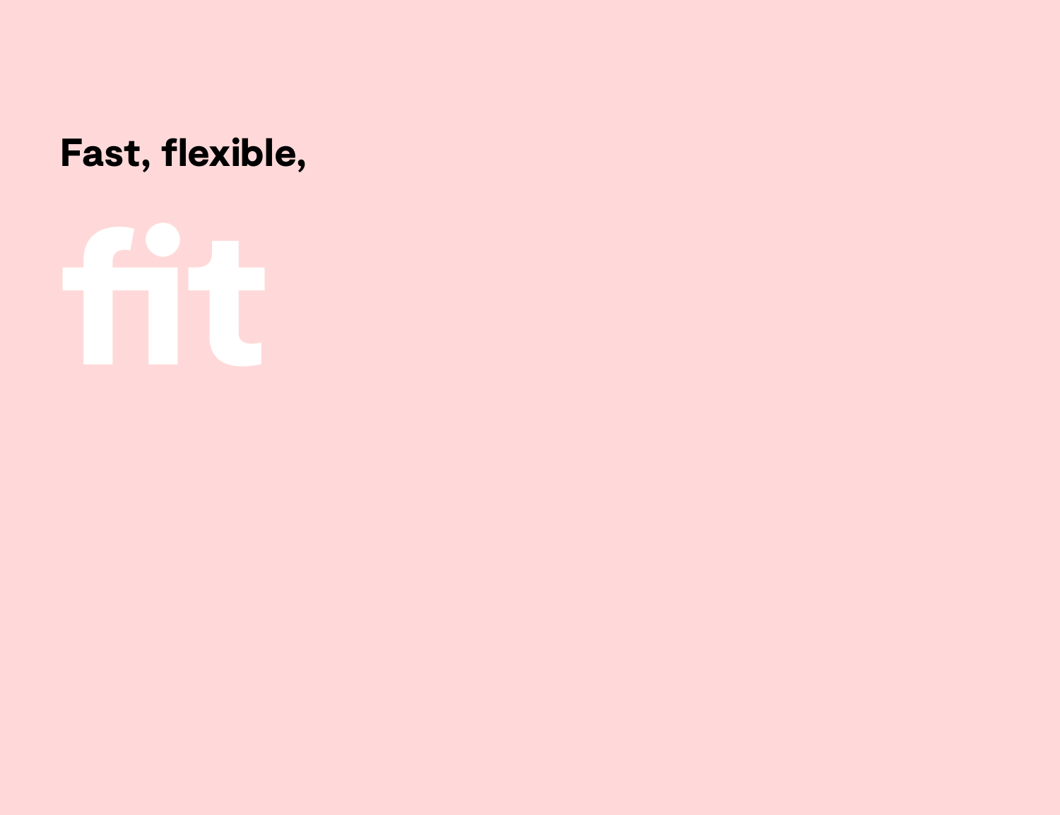**Fast, flexible,**

# fit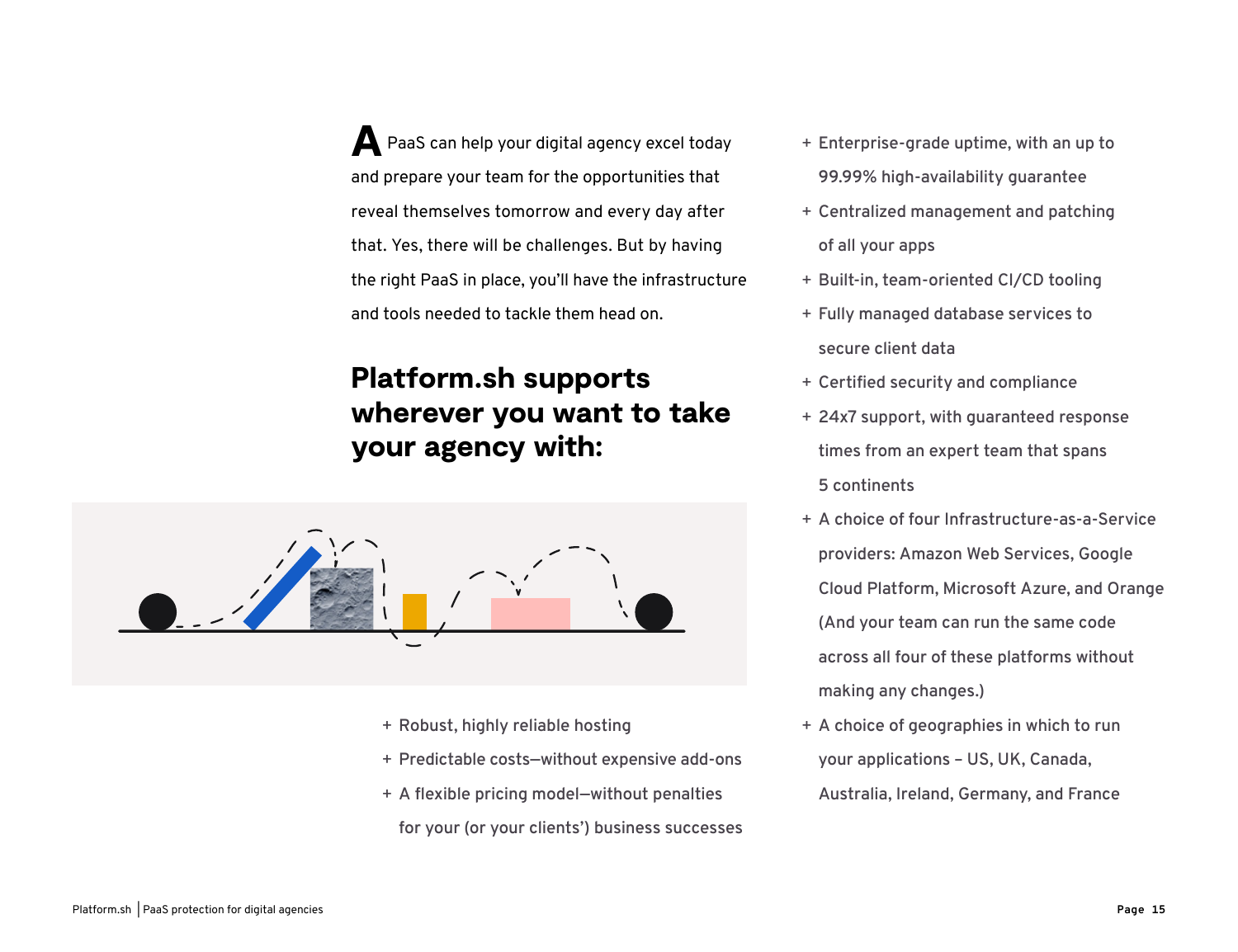A PaaS can help your digital agency excel today and prepare your team for the opportunities that reveal themselves tomorrow and every day after that. Yes, there will be challenges. But by having the right PaaS in place, you'll have the infrastructure and tools needed to tackle them head on.

## Platform.sh supports wherever you want to take your agency with:

+ Robust, highly reliable hosting
+ Predictable costs—without expensive add-ons
+ A flexible pricing model—without penalties for your (or your clients') business successes
+ Enterprise-grade uptime, with an up to 99.99% high-availability guarantee
+ Centralized management and patching of all your apps
+ Built-in, team-oriented CI/CD tooling
+ Fully managed database services to secure client data
+ Certified security and compliance
+ 24x7 support, with guaranteed response times from an expert team that spans 5 continents
+ A choice of four Infrastructure-as-a-Service providers: Amazon Web Services, Google Cloud Platform, Microsoft Azure, and Orange (And your team can run the same code across all four of these platforms without making any changes.)
+ A choice of geographies in which to run your applications – US, UK, Canada, Australia, Ireland, Germany, and France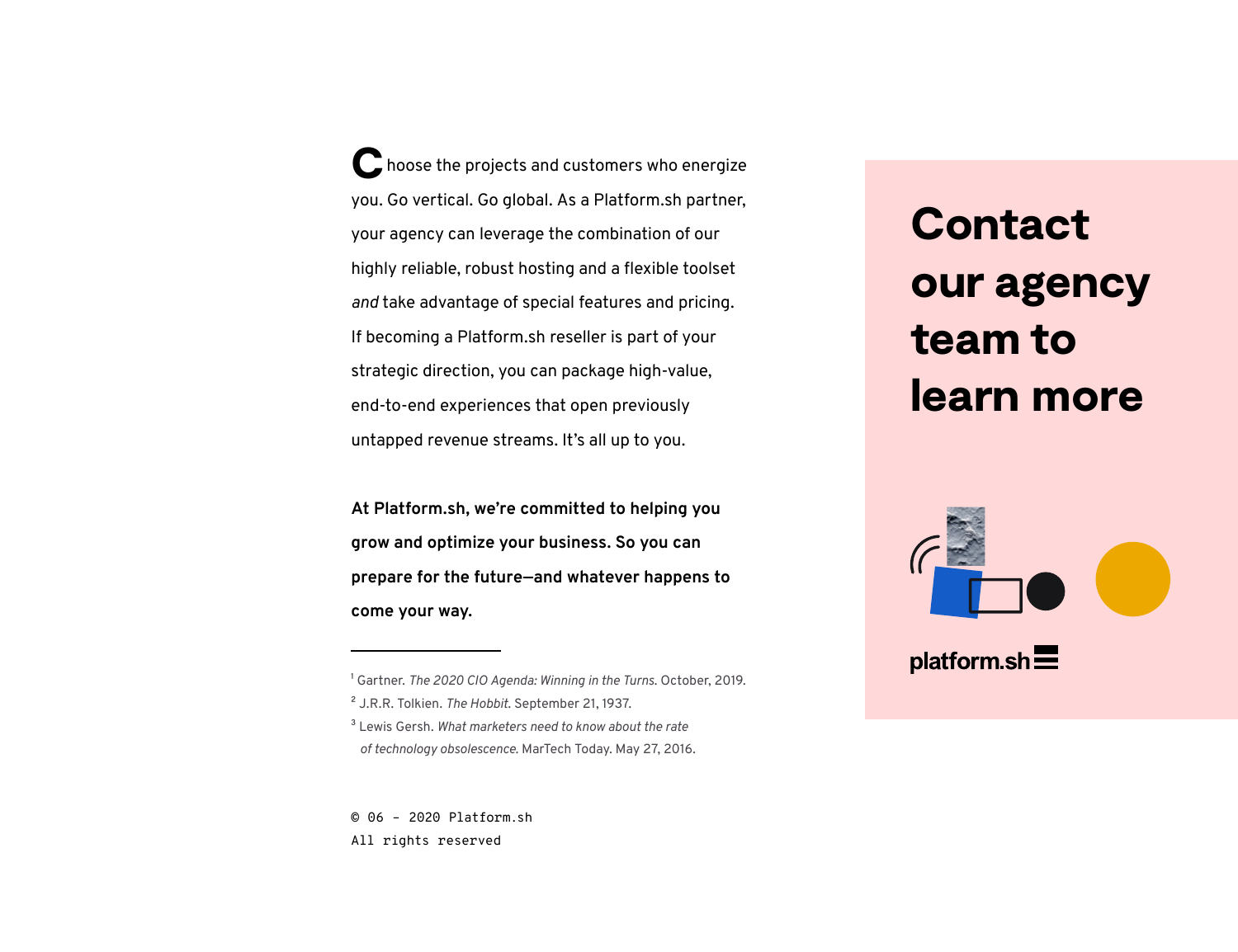Choose the projects and customers who energize you. Go vertical. Go global. As a Platform.sh partner, your agency can leverage the combination of our highly reliable, robust hosting and a flexible toolset *and* take advantage of special features and pricing. If becoming a Platform.sh reseller is part of your strategic direction, you can package high-value, end-to-end experiences that open previously untapped revenue streams. It's all up to you.

**At Platform.sh, we're committed to helping you grow and optimize your business. So you can prepare for the future—and whatever happens to come your way.**

---

[1] Gartner. *The 2020 CIO Agenda: Winning in the Turns.* October, 2019.
[2] J.R.R. Tolkien. *The Hobbit.* September 21, 1937.
[3] Lewis Gersh. *What marketers need to know about the rate of technology obsolescence.* MarTech Today. May 27, 2016.

© 06 - 2020 Platform.sh
All rights reserved

# Contact our agency team to learn more

platform.sh